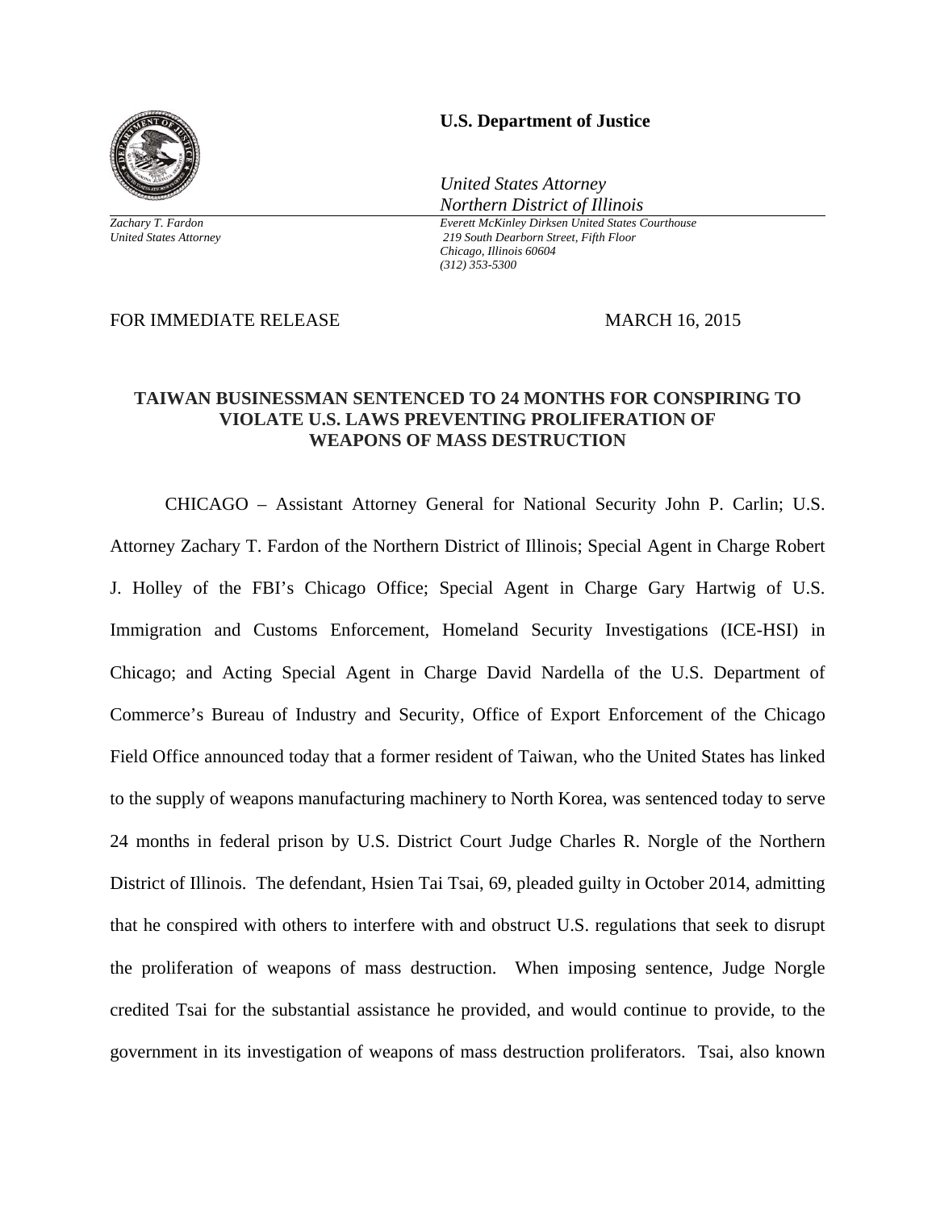**U.S. Department of Justice**

*United States Attorney*
*Northern District of Illinois*

*Zachary T. Fardon*
*United States Attorney*

*Everett McKinley Dirksen United States Courthouse*
*219 South Dearborn Street, Fifth Floor*
*Chicago, Illinois 60604*
*(312) 353-5300*

FOR IMMEDIATE RELEASE MARCH 16, 2015

**TAIWAN BUSINESSMAN SENTENCED TO 24 MONTHS FOR CONSPIRING TO VIOLATE U.S. LAWS PREVENTING PROLIFERATION OF WEAPONS OF MASS DESTRUCTION**

CHICAGO – Assistant Attorney General for National Security John P. Carlin; U.S. Attorney Zachary T. Fardon of the Northern District of Illinois; Special Agent in Charge Robert J. Holley of the FBI's Chicago Office; Special Agent in Charge Gary Hartwig of U.S. Immigration and Customs Enforcement, Homeland Security Investigations (ICE-HSI) in Chicago; and Acting Special Agent in Charge David Nardella of the U.S. Department of Commerce's Bureau of Industry and Security, Office of Export Enforcement of the Chicago Field Office announced today that a former resident of Taiwan, who the United States has linked to the supply of weapons manufacturing machinery to North Korea, was sentenced today to serve 24 months in federal prison by U.S. District Court Judge Charles R. Norgle of the Northern District of Illinois. The defendant, Hsien Tai Tsai, 69, pleaded guilty in October 2014, admitting that he conspired with others to interfere with and obstruct U.S. regulations that seek to disrupt the proliferation of weapons of mass destruction. When imposing sentence, Judge Norgle credited Tsai for the substantial assistance he provided, and would continue to provide, to the government in its investigation of weapons of mass destruction proliferators. Tsai, also known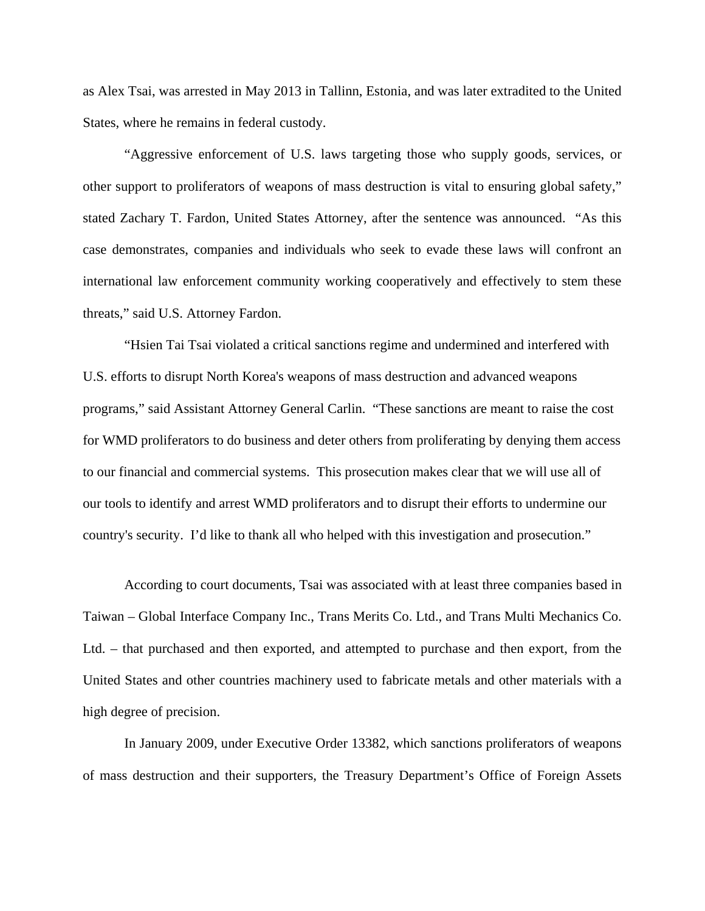as Alex Tsai, was arrested in May 2013 in Tallinn, Estonia, and was later extradited to the United States, where he remains in federal custody.

"Aggressive enforcement of U.S. laws targeting those who supply goods, services, or other support to proliferators of weapons of mass destruction is vital to ensuring global safety," stated Zachary T. Fardon, United States Attorney, after the sentence was announced. "As this case demonstrates, companies and individuals who seek to evade these laws will confront an international law enforcement community working cooperatively and effectively to stem these threats," said U.S. Attorney Fardon.

"Hsien Tai Tsai violated a critical sanctions regime and undermined and interfered with U.S. efforts to disrupt North Korea's weapons of mass destruction and advanced weapons programs," said Assistant Attorney General Carlin. "These sanctions are meant to raise the cost for WMD proliferators to do business and deter others from proliferating by denying them access to our financial and commercial systems. This prosecution makes clear that we will use all of our tools to identify and arrest WMD proliferators and to disrupt their efforts to undermine our country's security. I'd like to thank all who helped with this investigation and prosecution."

According to court documents, Tsai was associated with at least three companies based in Taiwan – Global Interface Company Inc., Trans Merits Co. Ltd., and Trans Multi Mechanics Co. Ltd. – that purchased and then exported, and attempted to purchase and then export, from the United States and other countries machinery used to fabricate metals and other materials with a high degree of precision.

In January 2009, under Executive Order 13382, which sanctions proliferators of weapons of mass destruction and their supporters, the Treasury Department's Office of Foreign Assets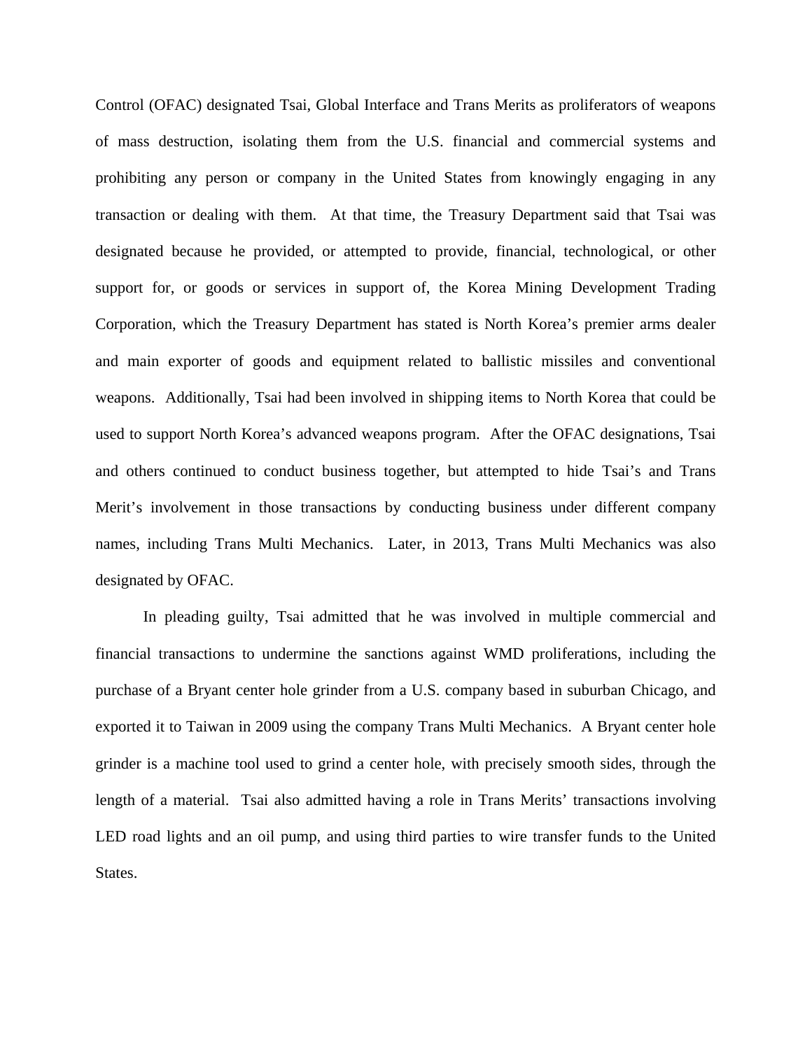Control (OFAC) designated Tsai, Global Interface and Trans Merits as proliferators of weapons of mass destruction, isolating them from the U.S. financial and commercial systems and prohibiting any person or company in the United States from knowingly engaging in any transaction or dealing with them. At that time, the Treasury Department said that Tsai was designated because he provided, or attempted to provide, financial, technological, or other support for, or goods or services in support of, the Korea Mining Development Trading Corporation, which the Treasury Department has stated is North Korea's premier arms dealer and main exporter of goods and equipment related to ballistic missiles and conventional weapons. Additionally, Tsai had been involved in shipping items to North Korea that could be used to support North Korea's advanced weapons program. After the OFAC designations, Tsai and others continued to conduct business together, but attempted to hide Tsai's and Trans Merit's involvement in those transactions by conducting business under different company names, including Trans Multi Mechanics. Later, in 2013, Trans Multi Mechanics was also designated by OFAC.

In pleading guilty, Tsai admitted that he was involved in multiple commercial and financial transactions to undermine the sanctions against WMD proliferations, including the purchase of a Bryant center hole grinder from a U.S. company based in suburban Chicago, and exported it to Taiwan in 2009 using the company Trans Multi Mechanics. A Bryant center hole grinder is a machine tool used to grind a center hole, with precisely smooth sides, through the length of a material. Tsai also admitted having a role in Trans Merits' transactions involving LED road lights and an oil pump, and using third parties to wire transfer funds to the United States.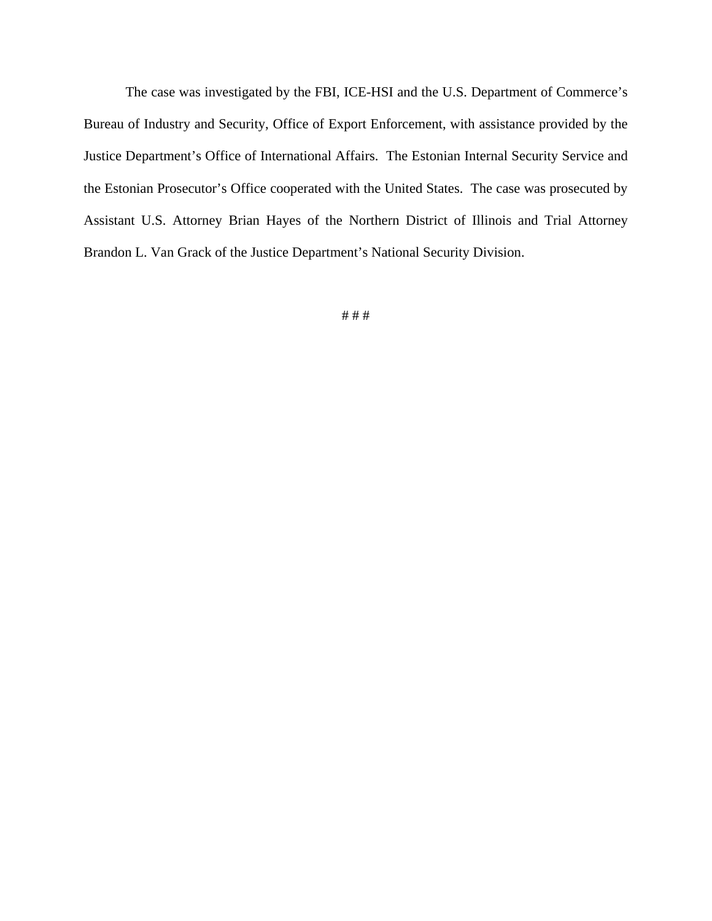The case was investigated by the FBI, ICE-HSI and the U.S. Department of Commerce's Bureau of Industry and Security, Office of Export Enforcement, with assistance provided by the Justice Department's Office of International Affairs. The Estonian Internal Security Service and the Estonian Prosecutor's Office cooperated with the United States. The case was prosecuted by Assistant U.S. Attorney Brian Hayes of the Northern District of Illinois and Trial Attorney Brandon L. Van Grack of the Justice Department's National Security Division.

# # #